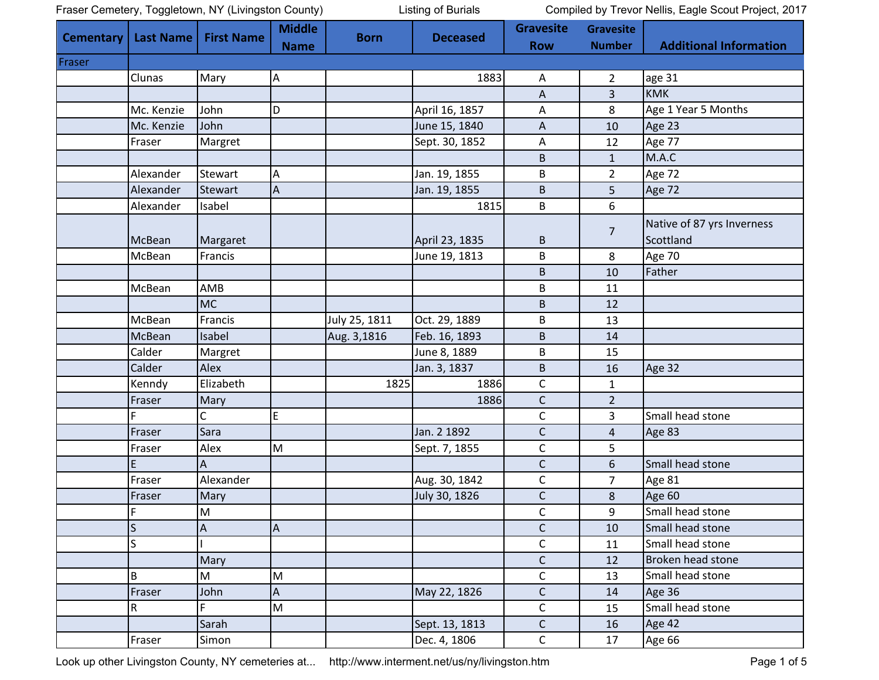| Cementary | Last Name | First Name | Middle Name | Born | Deceased | Gravesite Row | Gravesite Number | Additional Information |
|---|---|---|---|---|---|---|---|---|
| Fraser | | | | | | | | |
| | Clunas | Mary | A | | 1883 | A | 2 | age 31 |
| | | | | | | A | 3 | KMK |
| | Mc. Kenzie | John | D | | April 16, 1857 | A | 8 | Age 1 Year 5 Months |
| | Mc. Kenzie | John | | | June 15, 1840 | A | 10 | Age 23 |
| | Fraser | Margret | | | Sept. 30, 1852 | A | 12 | Age 77 |
| | | | | | | B | 1 | M.A.C |
| | Alexander | Stewart | A | | Jan. 19, 1855 | B | 2 | Age 72 |
| | Alexander | Stewart | A | | Jan. 19, 1855 | B | 5 | Age 72 |
| | Alexander | Isabel | | | 1815 | B | 6 | |
| | McBean | Margaret | | | April 23, 1835 | B | 7 | Native of 87 yrs Inverness Scottland |
| | McBean | Francis | | | June 19, 1813 | B | 8 | Age 70 |
| | | | | | | B | 10 | Father |
| | McBean | AMB | | | | B | 11 | |
| | | MC | | | | B | 12 | |
| | McBean | Francis | | July 25, 1811 | Oct. 29, 1889 | B | 13 | |
| | McBean | Isabel | | Aug. 3,1816 | Feb. 16, 1893 | B | 14 | |
| | Calder | Margret | | | June 8, 1889 | B | 15 | |
| | Calder | Alex | | | Jan. 3, 1837 | B | 16 | Age 32 |
| | Kenndy | Elizabeth | | 1825 | 1886 | C | 1 | |
| | Fraser | Mary | | | 1886 | C | 2 | |
| | F | C | E | | | C | 3 | Small head stone |
| | Fraser | Sara | | | Jan. 2 1892 | C | 4 | Age 83 |
| | Fraser | Alex | M | | Sept. 7, 1855 | C | 5 | |
| | E | A | | | | C | 6 | Small head stone |
| | Fraser | Alexander | | | Aug. 30, 1842 | C | 7 | Age 81 |
| | Fraser | Mary | | | July 30, 1826 | C | 8 | Age 60 |
| | F | M | | | | C | 9 | Small head stone |
| | S | A | A | | | C | 10 | Small head stone |
| | S | I | | | | C | 11 | Small head stone |
| | | Mary | | | | C | 12 | Broken head stone |
| | B | M | M | | | C | 13 | Small head stone |
| | Fraser | John | A | | May 22, 1826 | C | 14 | Age 36 |
| | R | F | M | | | C | 15 | Small head stone |
| | | Sarah | | | Sept. 13, 1813 | C | 16 | Age 42 |
| | Fraser | Simon | | | Dec. 4, 1806 | C | 17 | Age 66 |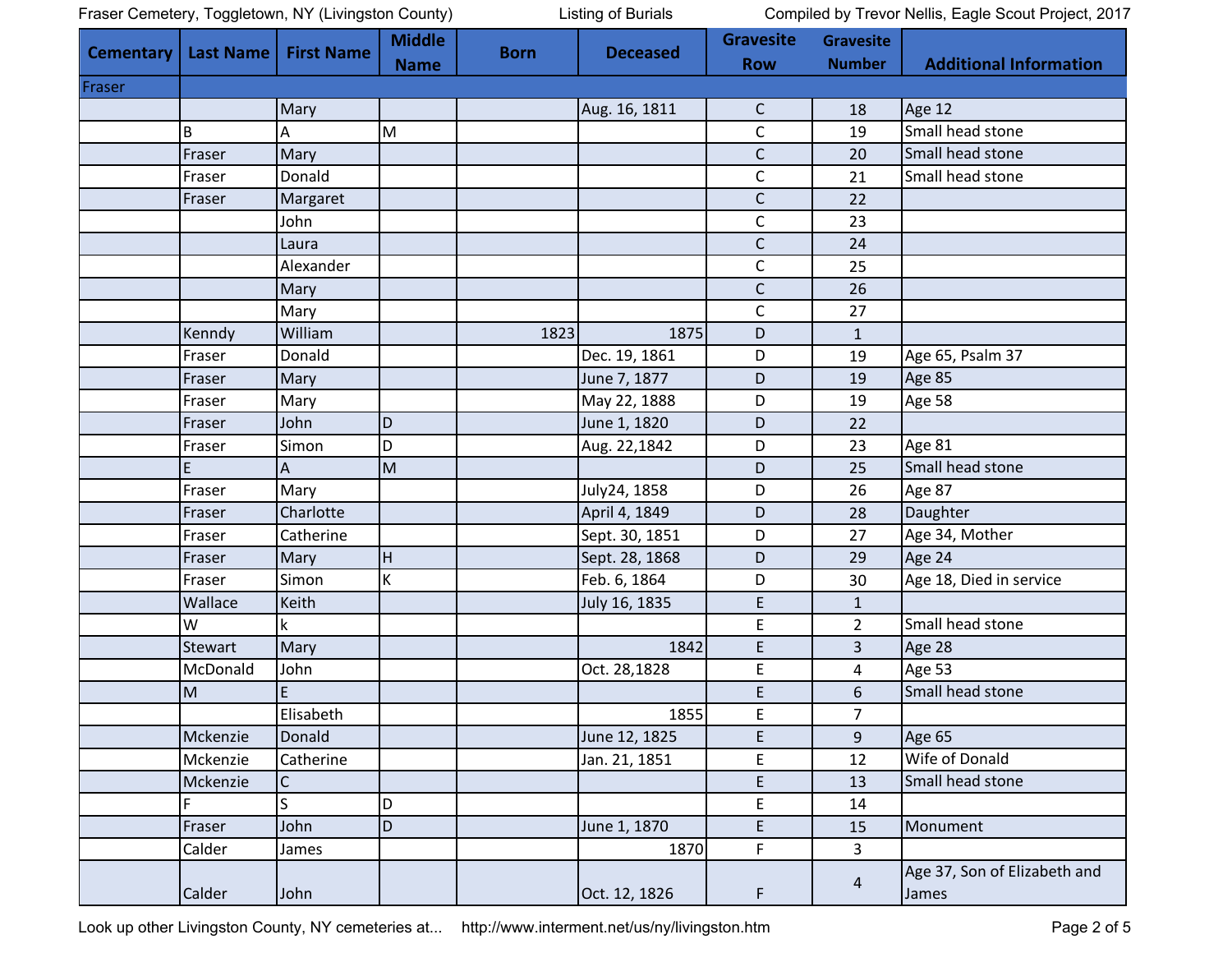| Cementary | Last Name | First Name | Middle Name | Born | Deceased | Gravesite Row | Gravesite Number | Additional Information |
|---|---|---|---|---|---|---|---|---|
| Fraser | | | | | | | | |
| | | Mary | | | Aug. 16, 1811 | C | 18 | Age 12 |
| | B | A | M | | | C | 19 | Small head stone |
| | Fraser | Mary | | | | C | 20 | Small head stone |
| | Fraser | Donald | | | | C | 21 | Small head stone |
| | Fraser | Margaret | | | | C | 22 | |
| | | John | | | | C | 23 | |
| | | Laura | | | | C | 24 | |
| | | Alexander | | | | C | 25 | |
| | | Mary | | | | C | 26 | |
| | | Mary | | | | C | 27 | |
| | Kenndy | William | | 1823 | 1875 | D | 1 | |
| | Fraser | Donald | | | Dec. 19, 1861 | D | 19 | Age 65, Psalm 37 |
| | Fraser | Mary | | | June 7, 1877 | D | 19 | Age 85 |
| | Fraser | Mary | | | May 22, 1888 | D | 19 | Age 58 |
| | Fraser | John | D | | June 1, 1820 | D | 22 | |
| | Fraser | Simon | D | | Aug. 22,1842 | D | 23 | Age 81 |
| | E | A | M | | | D | 25 | Small head stone |
| | Fraser | Mary | | | July24, 1858 | D | 26 | Age 87 |
| | Fraser | Charlotte | | | April 4, 1849 | D | 28 | Daughter |
| | Fraser | Catherine | | | Sept. 30, 1851 | D | 27 | Age 34, Mother |
| | Fraser | Mary | H | | Sept. 28, 1868 | D | 29 | Age 24 |
| | Fraser | Simon | K | | Feb. 6, 1864 | D | 30 | Age 18, Died in service |
| | Wallace | Keith | | | July 16, 1835 | E | 1 | |
| | W | k | | | | E | 2 | Small head stone |
| | Stewart | Mary | | | 1842 | E | 3 | Age 28 |
| | McDonald | John | | | Oct. 28,1828 | E | 4 | Age 53 |
| | M | E | | | | E | 6 | Small head stone |
| | | Elisabeth | | | 1855 | E | 7 | |
| | Mckenzie | Donald | | | June 12, 1825 | E | 9 | Age 65 |
| | Mckenzie | Catherine | | | Jan. 21, 1851 | E | 12 | Wife of Donald |
| | Mckenzie | C | | | | E | 13 | Small head stone |
| | F | S | D | | | E | 14 | |
| | Fraser | John | D | | June 1, 1870 | E | 15 | Monument |
| | Calder | James | | | 1870 | F | 3 | |
| | Calder | John | | | Oct. 12, 1826 | F | 4 | Age 37, Son of Elizabeth and James |

Look up other Livingston County, NY cemeteries at... http://www.interment.net/us/ny/livingston.htm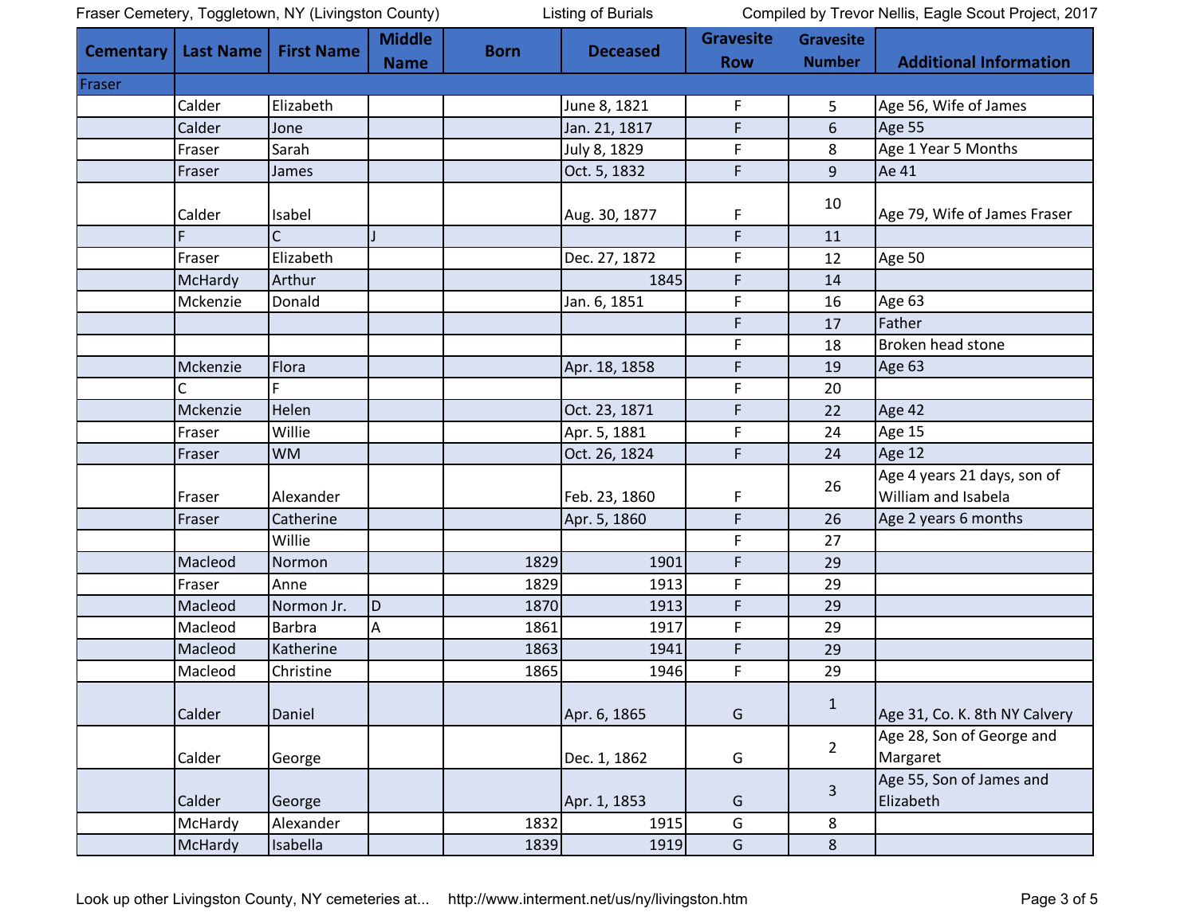| Cementary | Last Name | First Name | Middle Name | Born | Deceased | Gravesite Row | Gravesite Number | Additional Information |
|---|---|---|---|---|---|---|---|---|
| Fraser | | | | | | | | |
| | Calder | Elizabeth | | | June 8, 1821 | F | 5 | Age 56, Wife of James |
| | Calder | Jone | | | Jan. 21, 1817 | F | 6 | Age 55 |
| | Fraser | Sarah | | | July 8, 1829 | F | 8 | Age 1 Year 5 Months |
| | Fraser | James | | | Oct. 5, 1832 | F | 9 | Ae 41 |
| | Calder | Isabel | | | Aug. 30, 1877 | F | 10 | Age 79, Wife of James Fraser |
| | F | C | J | | | F | 11 | |
| | Fraser | Elizabeth | | | Dec. 27, 1872 | F | 12 | Age 50 |
| | McHardy | Arthur | | | 1845 | F | 14 | |
| | Mckenzie | Donald | | | Jan. 6, 1851 | F | 16 | Age 63 |
| | | | | | | F | 17 | Father |
| | | | | | | F | 18 | Broken head stone |
| | Mckenzie | Flora | | | Apr. 18, 1858 | F | 19 | Age 63 |
| | C | F | | | | F | 20 | |
| | Mckenzie | Helen | | | Oct. 23, 1871 | F | 22 | Age 42 |
| | Fraser | Willie | | | Apr. 5, 1881 | F | 24 | Age 15 |
| | Fraser | WM | | | Oct. 26, 1824 | F | 24 | Age 12 |
| | Fraser | Alexander | | | Feb. 23, 1860 | F | 26 | Age 4 years 21 days, son of William and Isabela |
| | Fraser | Catherine | | | Apr. 5, 1860 | F | 26 | Age 2 years 6 months |
| | | Willie | | | | F | 27 | |
| | Macleod | Normon | | 1829 | 1901 | F | 29 | |
| | Fraser | Anne | | 1829 | 1913 | F | 29 | |
| | Macleod | Normon Jr. | D | 1870 | 1913 | F | 29 | |
| | Macleod | Barbra | A | 1861 | 1917 | F | 29 | |
| | Macleod | Katherine | | 1863 | 1941 | F | 29 | |
| | Macleod | Christine | | 1865 | 1946 | F | 29 | |
| | Calder | Daniel | | | Apr. 6, 1865 | G | 1 | Age 31, Co. K. 8th NY Calvery |
| | Calder | George | | | Dec. 1, 1862 | G | 2 | Age 28, Son of George and Margaret |
| | Calder | George | | | Apr. 1, 1853 | G | 3 | Age 55, Son of James and Elizabeth |
| | McHardy | Alexander | | 1832 | 1915 | G | 8 | |
| | McHardy | Isabella | | 1839 | 1919 | G | 8 | |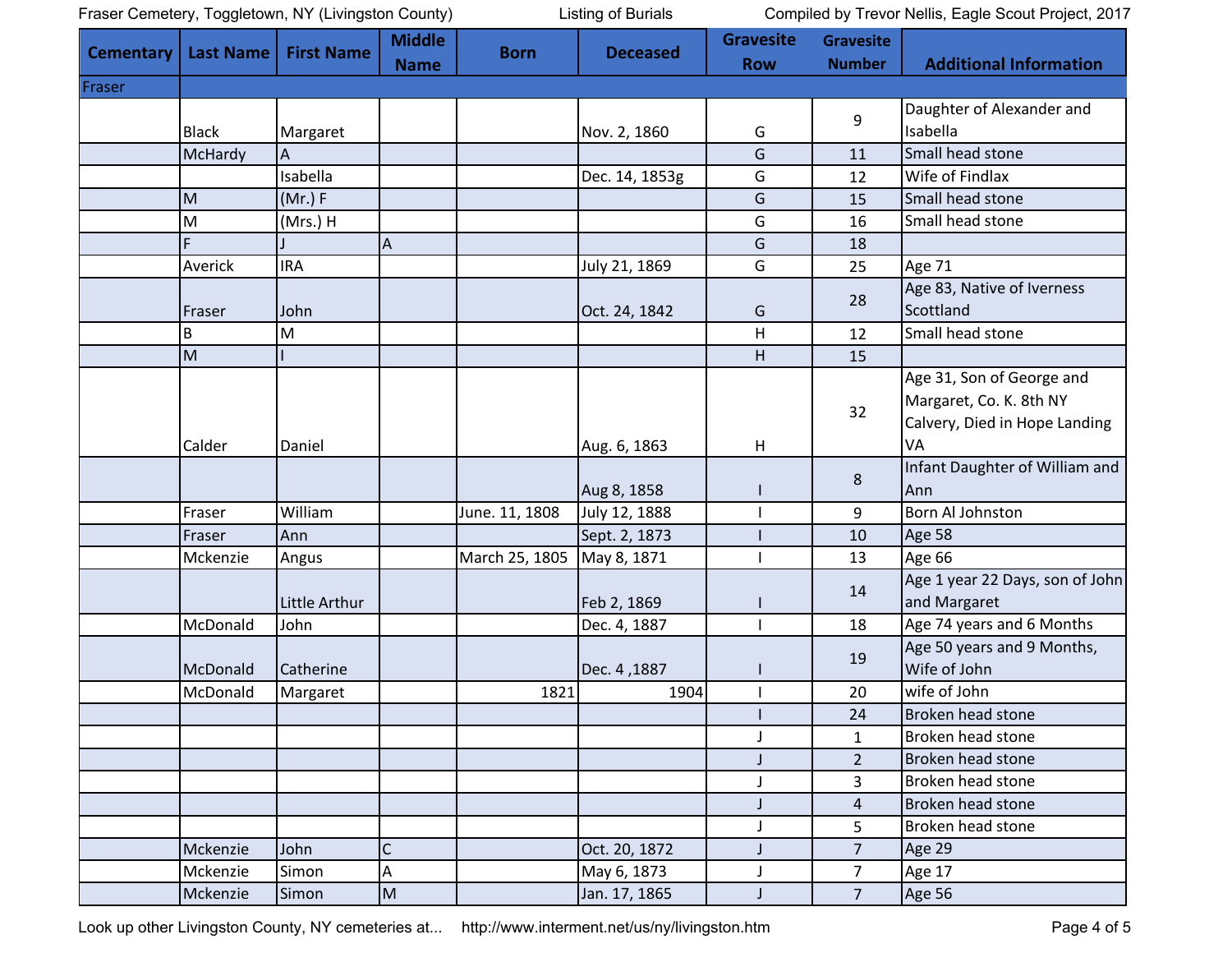Fraser Cemetery, Toggletown, NY (Livingston County) Listing of Burials Compiled by Trevor Nellis, Eagle Scout Project, 2017

| Cementary | Last Name | First Name | Middle Name | Born | Deceased | Gravesite Row | Gravesite Number | Additional Information |
|---|---|---|---|---|---|---|---|---|
| Fraser | | | | | | | | |
| | Black | Margaret | | | Nov. 2, 1860 | G | 9 | Daughter of Alexander and Isabella |
| | McHardy | A | | | | G | 11 | Small head stone |
| | | Isabella | | | Dec. 14, 1853g | G | 12 | Wife of Findlax |
| | M | (Mr.) F | | | | G | 15 | Small head stone |
| | M | (Mrs.) H | | | | G | 16 | Small head stone |
| | F | J | A | | | G | 18 | |
| | Averick | IRA | | | July 21, 1869 | G | 25 | Age 71 |
| | Fraser | John | | | Oct. 24, 1842 | G | 28 | Age 83, Native of Iverness Scottland |
| | B | M | | | | H | 12 | Small head stone |
| | M | I | | | | H | 15 | |
| | Calder | Daniel | | | Aug. 6, 1863 | H | 32 | Age 31, Son of George and Margaret, Co. K. 8th NY Calvery, Died in Hope Landing VA |
| | | | | | Aug 8, 1858 | I | 8 | Infant Daughter of William and Ann |
| | Fraser | William | | June. 11, 1808 | July 12, 1888 | I | 9 | Born Al Johnston |
| | Fraser | Ann | | | Sept. 2, 1873 | I | 10 | Age 58 |
| | Mckenzie | Angus | | March 25, 1805 | May 8, 1871 | I | 13 | Age 66 |
| | | Little Arthur | | | Feb 2, 1869 | I | 14 | Age 1 year 22 Days, son of John and Margaret |
| | McDonald | John | | | Dec. 4, 1887 | I | 18 | Age 74 years and 6 Months |
| | McDonald | Catherine | | | Dec. 4 ,1887 | I | 19 | Age 50 years and 9 Months, Wife of John |
| | McDonald | Margaret | | 1821 | 1904 | I | 20 | wife of John |
| | | | | | | I | 24 | Broken head stone |
| | | | | | | J | 1 | Broken head stone |
| | | | | | | J | 2 | Broken head stone |
| | | | | | | J | 3 | Broken head stone |
| | | | | | | J | 4 | Broken head stone |
| | | | | | | J | 5 | Broken head stone |
| | Mckenzie | John | C | | Oct. 20, 1872 | J | 7 | Age 29 |
| | Mckenzie | Simon | A | | May 6, 1873 | J | 7 | Age 17 |
| | Mckenzie | Simon | M | | Jan. 17, 1865 | J | 7 | Age 56 |

Look up other Livingston County, NY cemeteries at... http://www.interment.net/us/ny/livingston.htm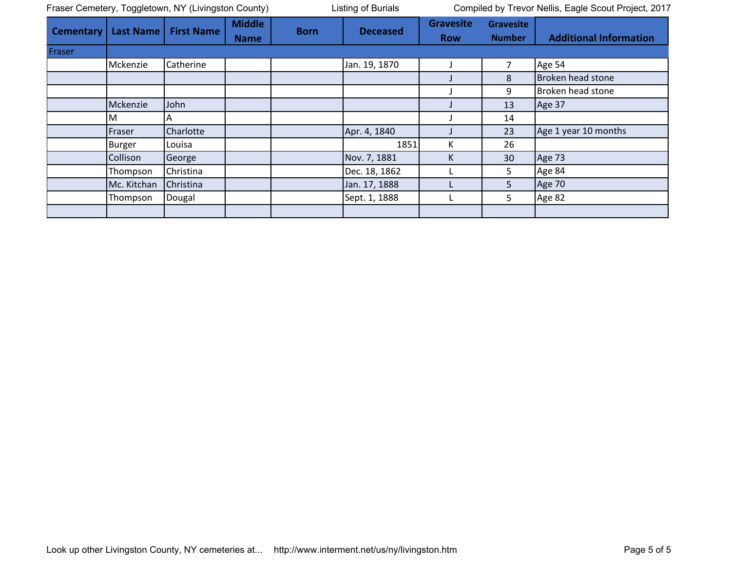| Cementary | Last Name | First Name | Middle Name | Born | Deceased | Gravesite Row | Gravesite Number | Additional Information |
|---|---|---|---|---|---|---|---|---|
| Fraser | | | | | | | | |
| | Mckenzie | Catherine | | | Jan. 19, 1870 | J | 7 | Age 54 |
| | | | | | | J | 8 | Broken head stone |
| | | | | | | J | 9 | Broken head stone |
| | Mckenzie | John | | | | J | 13 | Age 37 |
| | M | A | | | | J | 14 | |
| | Fraser | Charlotte | | | Apr. 4, 1840 | J | 23 | Age 1 year 10 months |
| | Burger | Louisa | | | 1851 | K | 26 | |
| | Collison | George | | | Nov. 7, 1881 | K | 30 | Age 73 |
| | Thompson | Christina | | | Dec. 18, 1862 | L | 5 | Age 84 |
| | Mc. Kitchan | Christina | | | Jan. 17, 1888 | L | 5 | Age 70 |
| | Thompson | Dougal | | | Sept. 1, 1888 | L | 5 | Age 82 |
| | | | | | | | | |